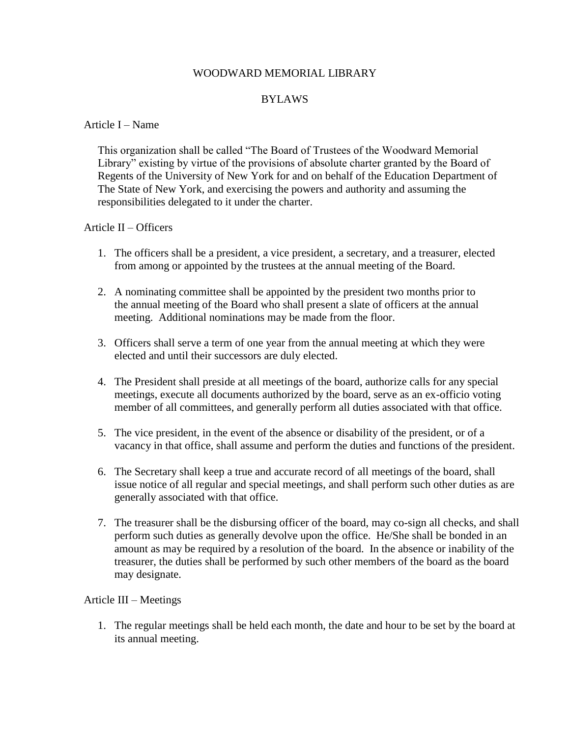# WOODWARD MEMORIAL LIBRARY

## BYLAWS

### Article I – Name

This organization shall be called "The Board of Trustees of the Woodward Memorial Library" existing by virtue of the provisions of absolute charter granted by the Board of Regents of the University of New York for and on behalf of the Education Department of The State of New York, and exercising the powers and authority and assuming the responsibilities delegated to it under the charter.

### Article II – Officers

1. The officers shall be a president, a vice president, a secretary, and a treasurer, elected from among or appointed by the trustees at the annual meeting of the Board.

2. A nominating committee shall be appointed by the president two months prior to the annual meeting of the Board who shall present a slate of officers at the annual meeting. Additional nominations may be made from the floor.

3. Officers shall serve a term of one year from the annual meeting at which they were elected and until their successors are duly elected.

4. The President shall preside at all meetings of the board, authorize calls for any special meetings, execute all documents authorized by the board, serve as an ex-officio voting member of all committees, and generally perform all duties associated with that office.

5. The vice president, in the event of the absence or disability of the president, or of a vacancy in that office, shall assume and perform the duties and functions of the president.

6. The Secretary shall keep a true and accurate record of all meetings of the board, shall issue notice of all regular and special meetings, and shall perform such other duties as are generally associated with that office.

7. The treasurer shall be the disbursing officer of the board, may co-sign all checks, and shall perform such duties as generally devolve upon the office. He/She shall be bonded in an amount as may be required by a resolution of the board. In the absence or inability of the treasurer, the duties shall be performed by such other members of the board as the board may designate.

### Article III – Meetings

1. The regular meetings shall be held each month, the date and hour to be set by the board at its annual meeting.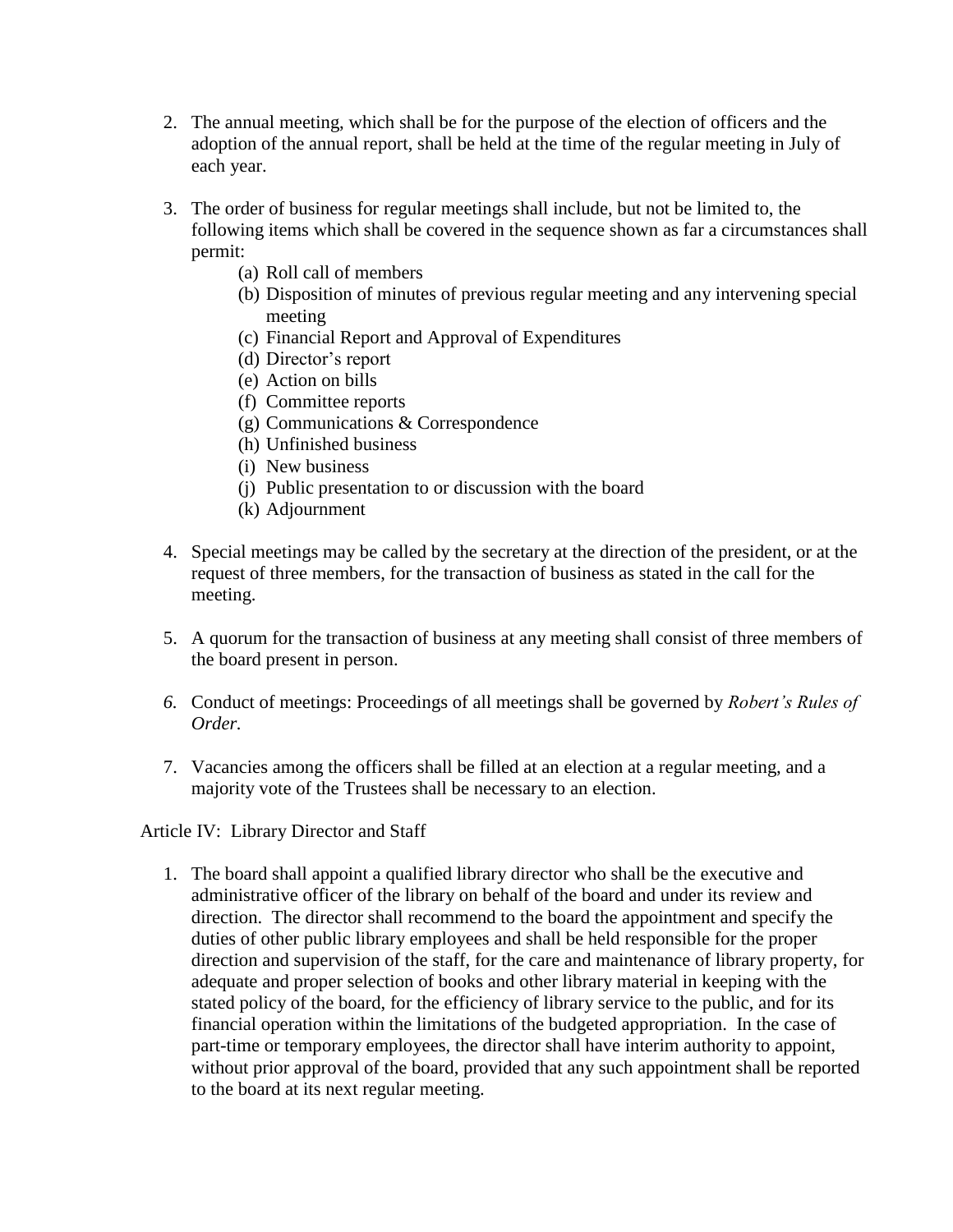2. The annual meeting, which shall be for the purpose of the election of officers and the adoption of the annual report, shall be held at the time of the regular meeting in July of each year.

3. The order of business for regular meetings shall include, but not be limited to, the following items which shall be covered in the sequence shown as far a circumstances shall permit:
   - (a) Roll call of members
   - (b) Disposition of minutes of previous regular meeting and any intervening special meeting
   - (c) Financial Report and Approval of Expenditures
   - (d) Director's report
   - (e) Action on bills
   - (f) Committee reports
   - (g) Communications & Correspondence
   - (h) Unfinished business
   - (i) New business
   - (j) Public presentation to or discussion with the board
   - (k) Adjournment

4. Special meetings may be called by the secretary at the direction of the president, or at the request of three members, for the transaction of business as stated in the call for the meeting.

5. A quorum for the transaction of business at any meeting shall consist of three members of the board present in person.

6. Conduct of meetings: Proceedings of all meetings shall be governed by *Robert's Rules of Order.*

7. Vacancies among the officers shall be filled at an election at a regular meeting, and a majority vote of the Trustees shall be necessary to an election.

Article IV: Library Director and Staff

1. The board shall appoint a qualified library director who shall be the executive and administrative officer of the library on behalf of the board and under its review and direction. The director shall recommend to the board the appointment and specify the duties of other public library employees and shall be held responsible for the proper direction and supervision of the staff, for the care and maintenance of library property, for adequate and proper selection of books and other library material in keeping with the stated policy of the board, for the efficiency of library service to the public, and for its financial operation within the limitations of the budgeted appropriation. In the case of part-time or temporary employees, the director shall have interim authority to appoint, without prior approval of the board, provided that any such appointment shall be reported to the board at its next regular meeting.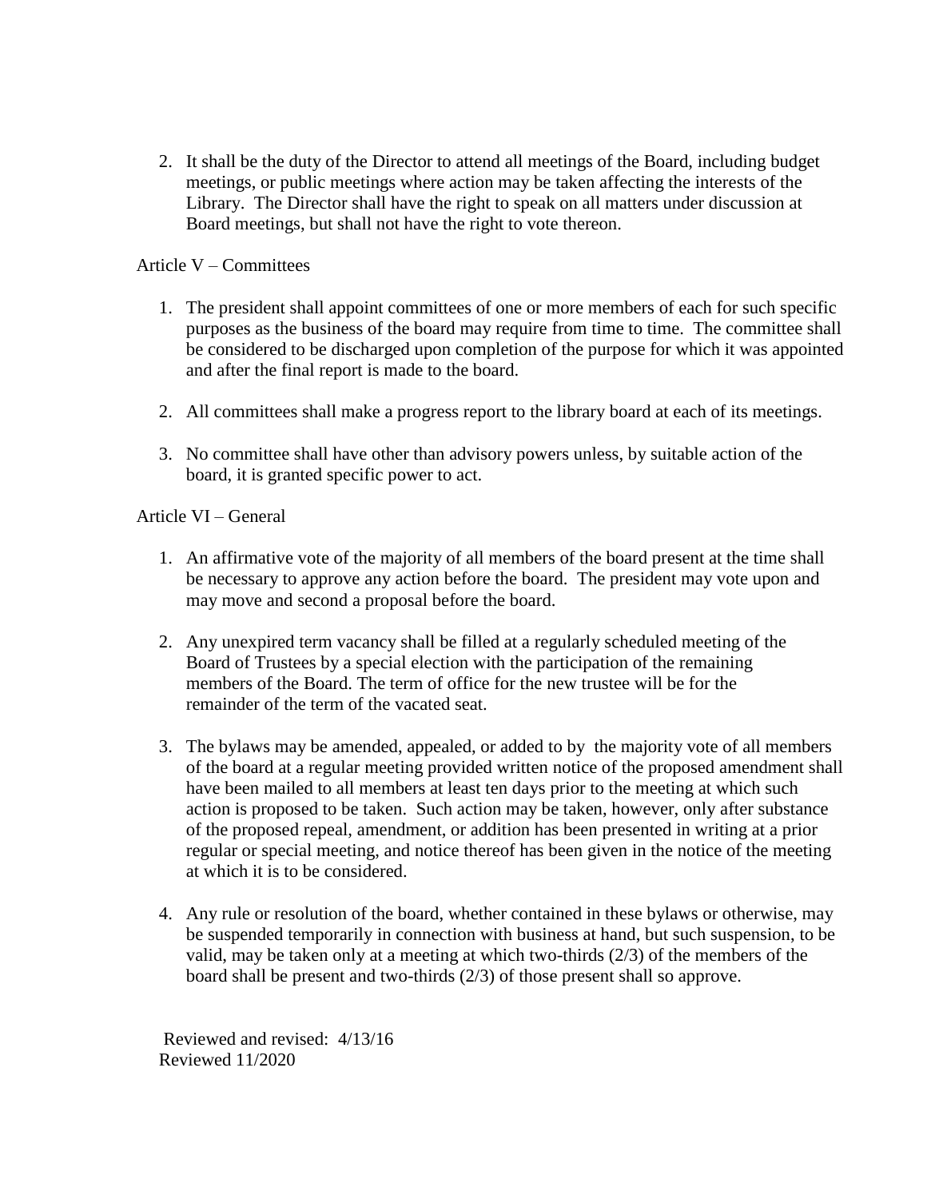2. It shall be the duty of the Director to attend all meetings of the Board, including budget meetings, or public meetings where action may be taken affecting the interests of the Library. The Director shall have the right to speak on all matters under discussion at Board meetings, but shall not have the right to vote thereon.

Article V – Committees

1. The president shall appoint committees of one or more members of each for such specific purposes as the business of the board may require from time to time. The committee shall be considered to be discharged upon completion of the purpose for which it was appointed and after the final report is made to the board.

2. All committees shall make a progress report to the library board at each of its meetings.

3. No committee shall have other than advisory powers unless, by suitable action of the board, it is granted specific power to act.

Article VI – General

1. An affirmative vote of the majority of all members of the board present at the time shall be necessary to approve any action before the board. The president may vote upon and may move and second a proposal before the board.

2. Any unexpired term vacancy shall be filled at a regularly scheduled meeting of the Board of Trustees by a special election with the participation of the remaining members of the Board. The term of office for the new trustee will be for the remainder of the term of the vacated seat.

3. The bylaws may be amended, appealed, or added to by the majority vote of all members of the board at a regular meeting provided written notice of the proposed amendment shall have been mailed to all members at least ten days prior to the meeting at which such action is proposed to be taken. Such action may be taken, however, only after substance of the proposed repeal, amendment, or addition has been presented in writing at a prior regular or special meeting, and notice thereof has been given in the notice of the meeting at which it is to be considered.

4. Any rule or resolution of the board, whether contained in these bylaws or otherwise, may be suspended temporarily in connection with business at hand, but such suspension, to be valid, may be taken only at a meeting at which two-thirds (2/3) of the members of the board shall be present and two-thirds (2/3) of those present shall so approve.

Reviewed and revised: 4/13/16
Reviewed 11/2020